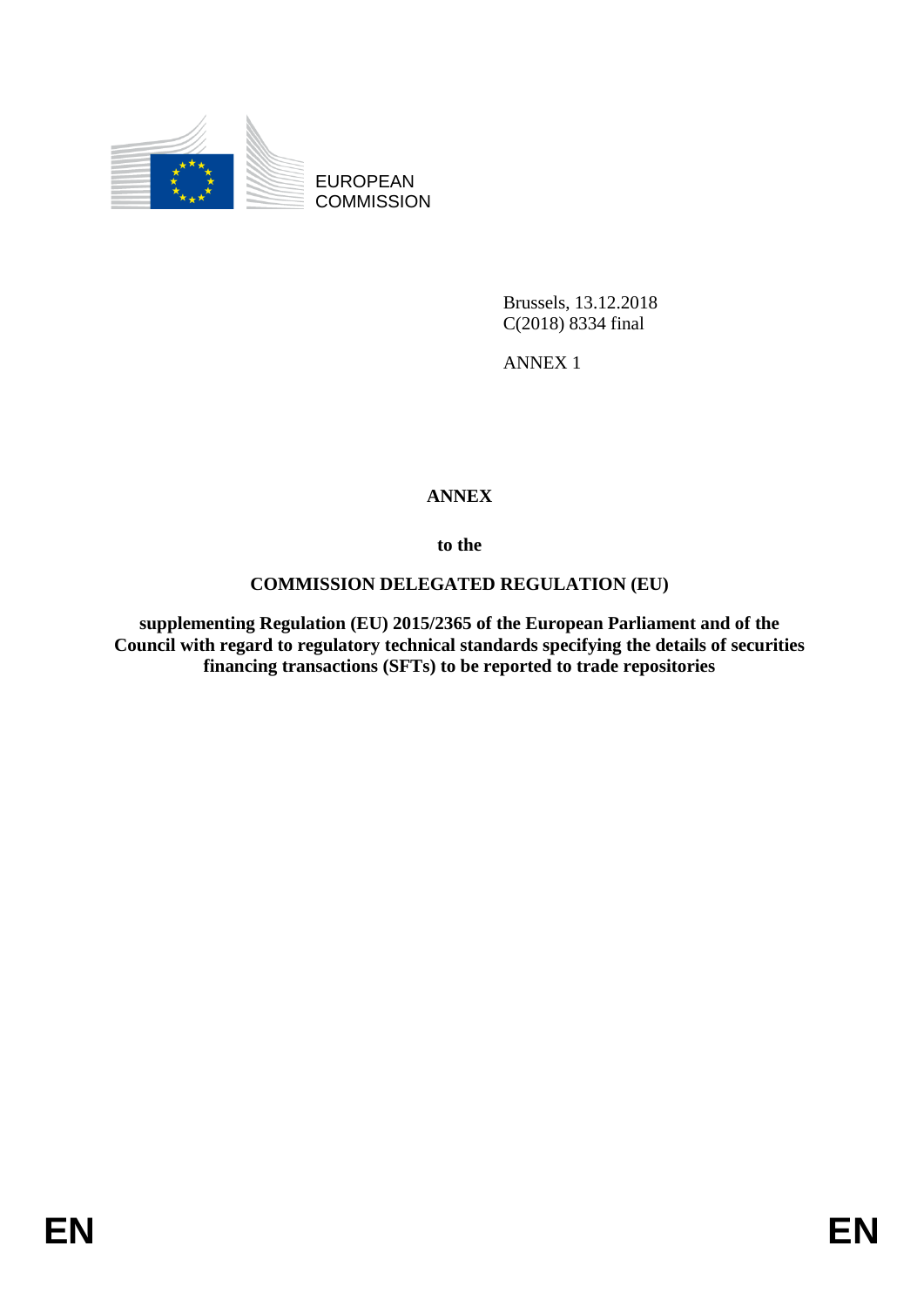EUROPEAN COMMISSION

Brussels, 13.12.2018
C(2018) 8334 final

ANNEX 1

# ANNEX

**to the**

**COMMISSION DELEGATED REGULATION (EU)**

**supplementing Regulation (EU) 2015/2365 of the European Parliament and of the Council with regard to regulatory technical standards specifying the details of securities financing transactions (SFTs) to be reported to trade repositories**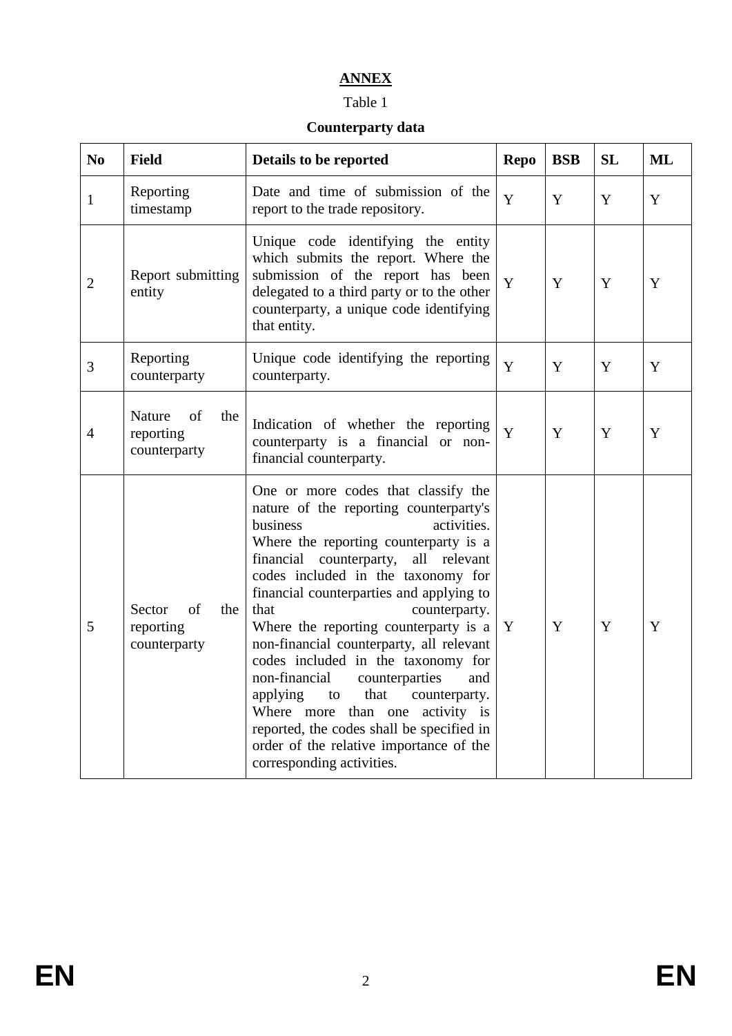# ANNEX

Table 1

**Counterparty data**

| No | Field | Details to be reported | Repo | BSB | SL | ML |
|---|---|---|---|---|---|---|
| 1 | Reporting timestamp | Date and time of submission of the report to the trade repository. | Y | Y | Y | Y |
| 2 | Report submitting entity | Unique code identifying the entity which submits the report. Where the submission of the report has been delegated to a third party or to the other counterparty, a unique code identifying that entity. | Y | Y | Y | Y |
| 3 | Reporting counterparty | Unique code identifying the reporting counterparty. | Y | Y | Y | Y |
| 4 | Nature of the reporting counterparty | Indication of whether the reporting counterparty is a financial or non-financial counterparty. | Y | Y | Y | Y |
| 5 | Sector of the reporting counterparty | One or more codes that classify the nature of the reporting counterparty's business activities. Where the reporting counterparty is a financial counterparty, all relevant codes included in the taxonomy for financial counterparties and applying to that counterparty. Where the reporting counterparty is a non-financial counterparty, all relevant codes included in the taxonomy for non-financial counterparties and applying to that counterparty. Where more than one activity is reported, the codes shall be specified in order of the relative importance of the corresponding activities. | Y | Y | Y | Y |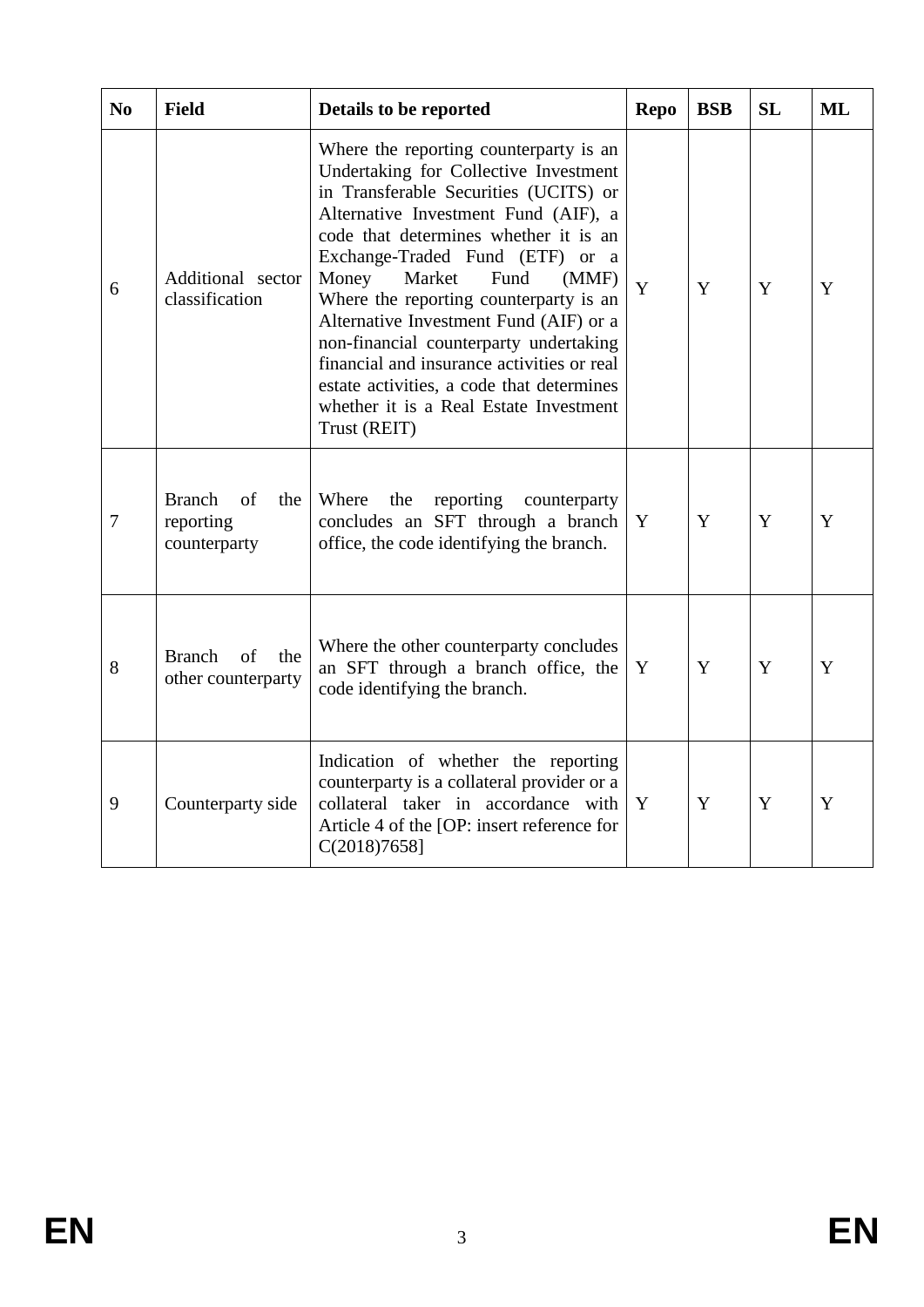| No | Field | Details to be reported | Repo | BSB | SL | ML |
|---|---|---|---|---|---|---|
| 6 | Additional sector classification | Where the reporting counterparty is an Undertaking for Collective Investment in Transferable Securities (UCITS) or Alternative Investment Fund (AIF), a code that determines whether it is an Exchange-Traded Fund (ETF) or a Money Market Fund (MMF) Where the reporting counterparty is an Alternative Investment Fund (AIF) or a non-financial counterparty undertaking financial and insurance activities or real estate activities, a code that determines whether it is a Real Estate Investment Trust (REIT) | Y | Y | Y | Y |
| 7 | Branch of the reporting counterparty | Where the reporting counterparty concludes an SFT through a branch office, the code identifying the branch. | Y | Y | Y | Y |
| 8 | Branch of the other counterparty | Where the other counterparty concludes an SFT through a branch office, the code identifying the branch. | Y | Y | Y | Y |
| 9 | Counterparty side | Indication of whether the reporting counterparty is a collateral provider or a collateral taker in accordance with Article 4 of the [OP: insert reference for C(2018)7658] | Y | Y | Y | Y |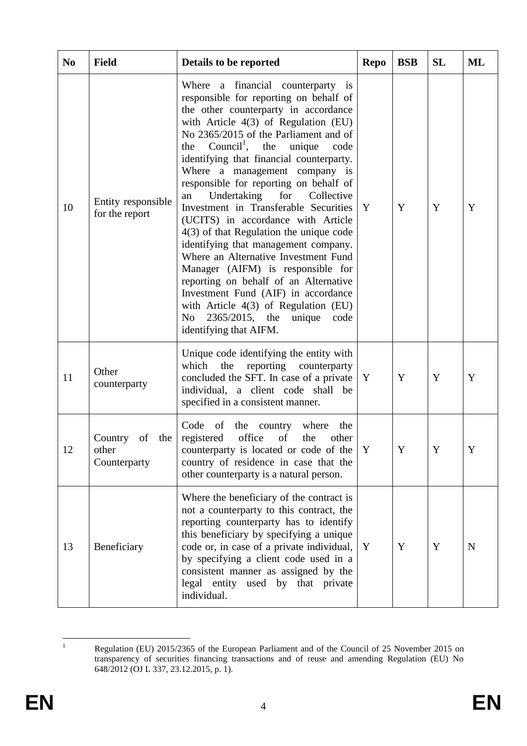| No | Field | Details to be reported | Repo | BSB | SL | ML |
|---|---|---|---|---|---|---|
| 10 | Entity responsible for the report | Where a financial counterparty is responsible for reporting on behalf of the other counterparty in accordance with Article 4(3) of Regulation (EU) No 2365/2015 of the Parliament and of the Council[1], the unique code identifying that financial counterparty. Where a management company is responsible for reporting on behalf of an Undertaking for Collective Investment in Transferable Securities (UCITS) in accordance with Article 4(3) of that Regulation the unique code identifying that management company. Where an Alternative Investment Fund Manager (AIFM) is responsible for reporting on behalf of an Alternative Investment Fund (AIF) in accordance with Article 4(3) of Regulation (EU) No 2365/2015, the unique code identifying that AIFM. | Y | Y | Y | Y |
| 11 | Other counterparty | Unique code identifying the entity with which the reporting counterparty concluded the SFT. In case of a private individual, a client code shall be specified in a consistent manner. | Y | Y | Y | Y |
| 12 | Country of the other Counterparty | Code of the country where the registered office of the other counterparty is located or code of the country of residence in case that the other counterparty is a natural person. | Y | Y | Y | Y |
| 13 | Beneficiary | Where the beneficiary of the contract is not a counterparty to this contract, the reporting counterparty has to identify this beneficiary by specifying a unique code or, in case of a private individual, by specifying a client code used in a consistent manner as assigned by the legal entity used by that private individual. | Y | Y | Y | N |

[1] Regulation (EU) 2015/2365 of the European Parliament and of the Council of 25 November 2015 on transparency of securities financing transactions and of reuse and amending Regulation (EU) No 648/2012 (OJ L 337, 23.12.2015, p. 1).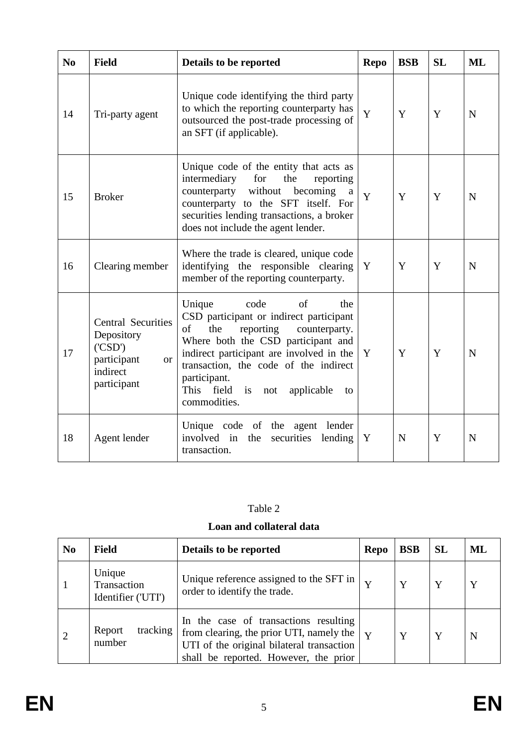| No | Field | Details to be reported | Repo | BSB | SL | ML |
| --- | --- | --- | --- | --- | --- | --- |
| 14 | Tri-party agent | Unique code identifying the third party to which the reporting counterparty has outsourced the post-trade processing of an SFT (if applicable). | Y | Y | Y | N |
| 15 | Broker | Unique code of the entity that acts as intermediary for the reporting counterparty without becoming a counterparty to the SFT itself. For securities lending transactions, a broker does not include the agent lender. | Y | Y | Y | N |
| 16 | Clearing member | Where the trade is cleared, unique code identifying the responsible clearing member of the reporting counterparty. | Y | Y | Y | N |
| 17 | Central Securities Depository ('CSD') participant or indirect participant | Unique code of the CSD participant or indirect participant of the reporting counterparty. Where both the CSD participant and indirect participant are involved in the transaction, the code of the indirect participant. This field is not applicable to commodities. | Y | Y | Y | N |
| 18 | Agent lender | Unique code of the agent lender involved in the securities lending transaction. | Y | N | Y | N |

Table 2

**Loan and collateral data**

| No | Field | Details to be reported | Repo | BSB | SL | ML |
| --- | --- | --- | --- | --- | --- | --- |
| 1 | Unique Transaction Identifier ('UTI') | Unique reference assigned to the SFT in order to identify the trade. | Y | Y | Y | Y |
| 2 | Report tracking number | In the case of transactions resulting from clearing, the prior UTI, namely the UTI of the original bilateral transaction shall be reported. However, the prior | Y | Y | Y | N |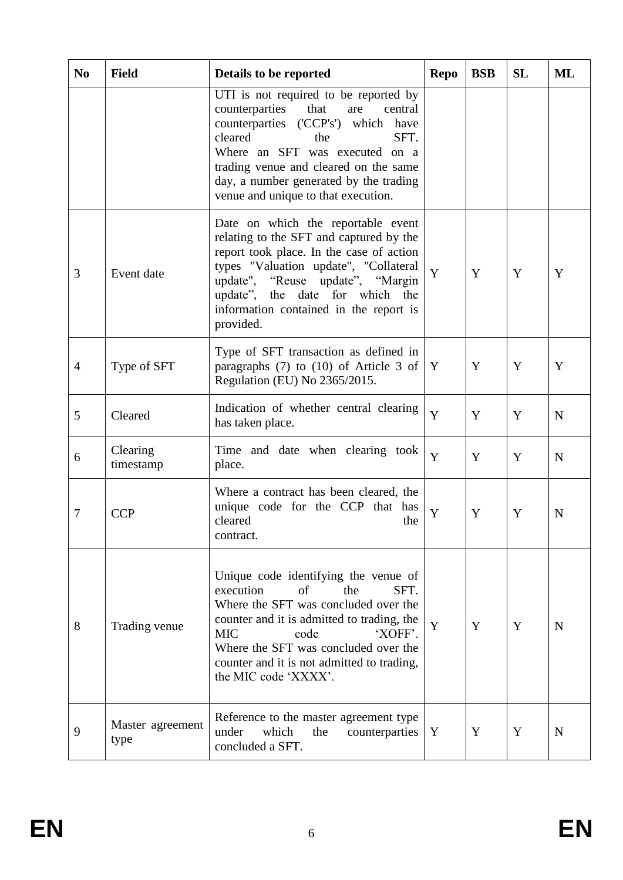| No | Field | Details to be reported | Repo | BSB | SL | ML |
|---|---|---|---|---|---|---|
| | | UTI is not required to be reported by counterparties that are central counterparties ('CCP's') which have cleared the SFT. Where an SFT was executed on a trading venue and cleared on the same day, a number generated by the trading venue and unique to that execution. | | | | |
| 3 | Event date | Date on which the reportable event relating to the SFT and captured by the report took place. In the case of action types "Valuation update", "Collateral update", "Reuse update", "Margin update", the date for which the information contained in the report is provided. | Y | Y | Y | Y |
| 4 | Type of SFT | Type of SFT transaction as defined in paragraphs (7) to (10) of Article 3 of Regulation (EU) No 2365/2015. | Y | Y | Y | Y |
| 5 | Cleared | Indication of whether central clearing has taken place. | Y | Y | Y | N |
| 6 | Clearing timestamp | Time and date when clearing took place. | Y | Y | Y | N |
| 7 | CCP | Where a contract has been cleared, the unique code for the CCP that has cleared the contract. | Y | Y | Y | N |
| 8 | Trading venue | Unique code identifying the venue of execution of the SFT. Where the SFT was concluded over the counter and it is admitted to trading, the MIC code 'XOFF'. Where the SFT was concluded over the counter and it is not admitted to trading, the MIC code 'XXXX'. | Y | Y | Y | N |
| 9 | Master agreement type | Reference to the master agreement type under which the counterparties concluded a SFT. | Y | Y | Y | N |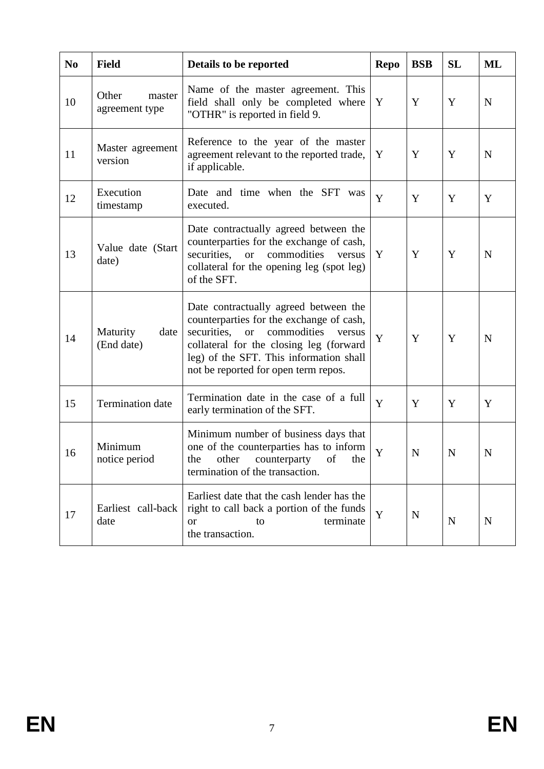| No | Field | Details to be reported | Repo | BSB | SL | ML |
|---|---|---|---|---|---|---|
| 10 | Other master agreement type | Name of the master agreement. This field shall only be completed where "OTHR" is reported in field 9. | Y | Y | Y | N |
| 11 | Master agreement version | Reference to the year of the master agreement relevant to the reported trade, if applicable. | Y | Y | Y | N |
| 12 | Execution timestamp | Date and time when the SFT was executed. | Y | Y | Y | Y |
| 13 | Value date (Start date) | Date contractually agreed between the counterparties for the exchange of cash, securities, or commodities versus collateral for the opening leg (spot leg) of the SFT. | Y | Y | Y | N |
| 14 | Maturity date (End date) | Date contractually agreed between the counterparties for the exchange of cash, securities, or commodities versus collateral for the closing leg (forward leg) of the SFT. This information shall not be reported for open term repos. | Y | Y | Y | N |
| 15 | Termination date | Termination date in the case of a full early termination of the SFT. | Y | Y | Y | Y |
| 16 | Minimum notice period | Minimum number of business days that one of the counterparties has to inform the other counterparty of the termination of the transaction. | Y | N | N | N |
| 17 | Earliest call-back date | Earliest date that the cash lender has the right to call back a portion of the funds or to terminate the transaction. | Y | N | N | N |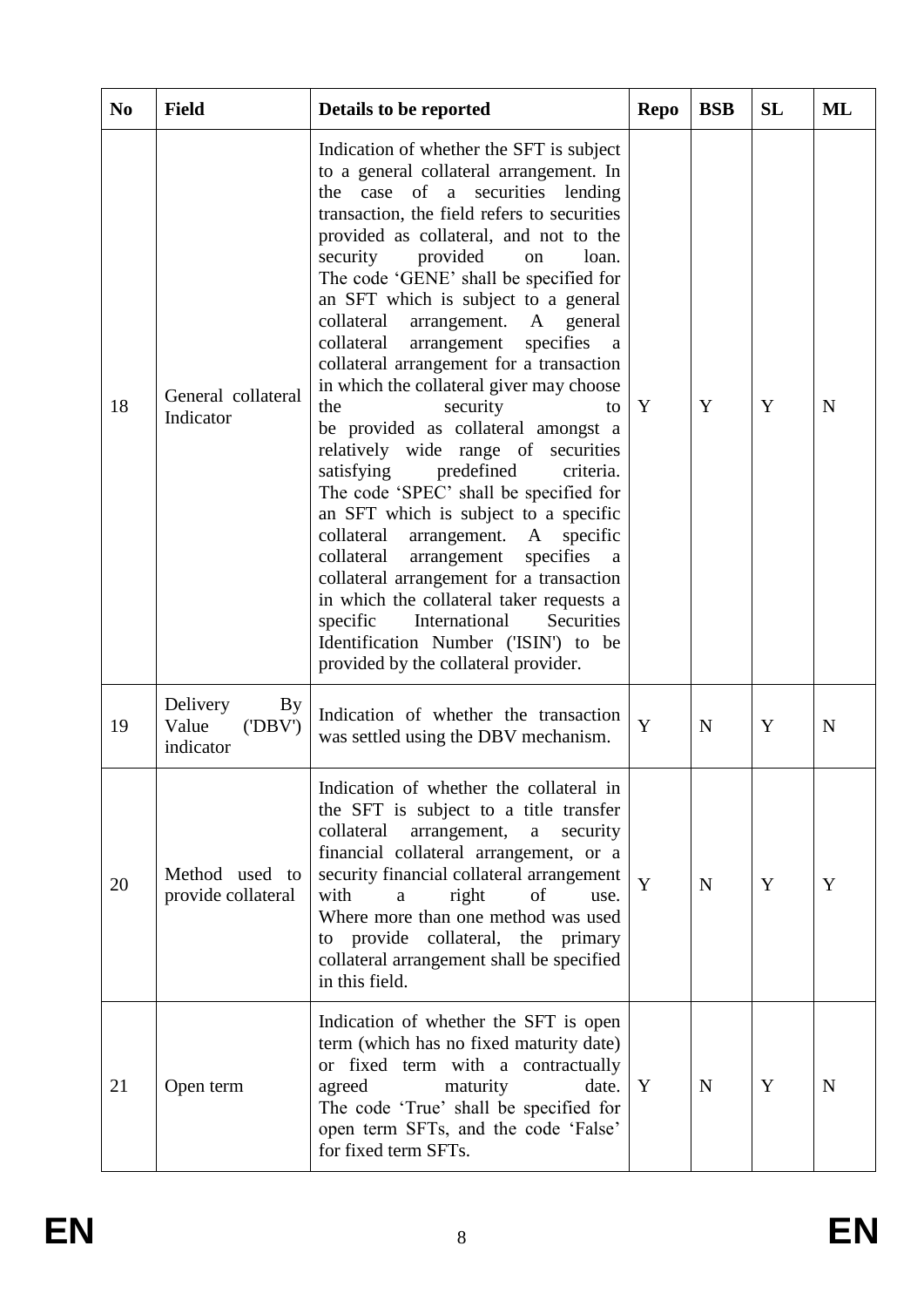| No | Field | Details to be reported | Repo | BSB | SL | ML |
|---|---|---|---|---|---|---|
| 18 | General collateral Indicator | Indication of whether the SFT is subject to a general collateral arrangement. In the case of a securities lending transaction, the field refers to securities provided as collateral, and not to the security provided on loan. The code 'GENE' shall be specified for an SFT which is subject to a general collateral arrangement. A general collateral arrangement specifies a collateral arrangement for a transaction in which the collateral giver may choose the security to be provided as collateral amongst a relatively wide range of securities satisfying predefined criteria. The code 'SPEC' shall be specified for an SFT which is subject to a specific collateral arrangement. A specific collateral arrangement specifies a collateral arrangement for a transaction in which the collateral taker requests a specific International Securities Identification Number ('ISIN') to be provided by the collateral provider. | Y | Y | Y | N |
| 19 | Delivery By Value ('DBV') indicator | Indication of whether the transaction was settled using the DBV mechanism. | Y | N | Y | N |
| 20 | Method used to provide collateral | Indication of whether the collateral in the SFT is subject to a title transfer collateral arrangement, a security financial collateral arrangement, or a security financial collateral arrangement with a right of use. Where more than one method was used to provide collateral, the primary collateral arrangement shall be specified in this field. | Y | N | Y | Y |
| 21 | Open term | Indication of whether the SFT is open term (which has no fixed maturity date) or fixed term with a contractually agreed maturity date. The code 'True' shall be specified for open term SFTs, and the code 'False' for fixed term SFTs. | Y | N | Y | N |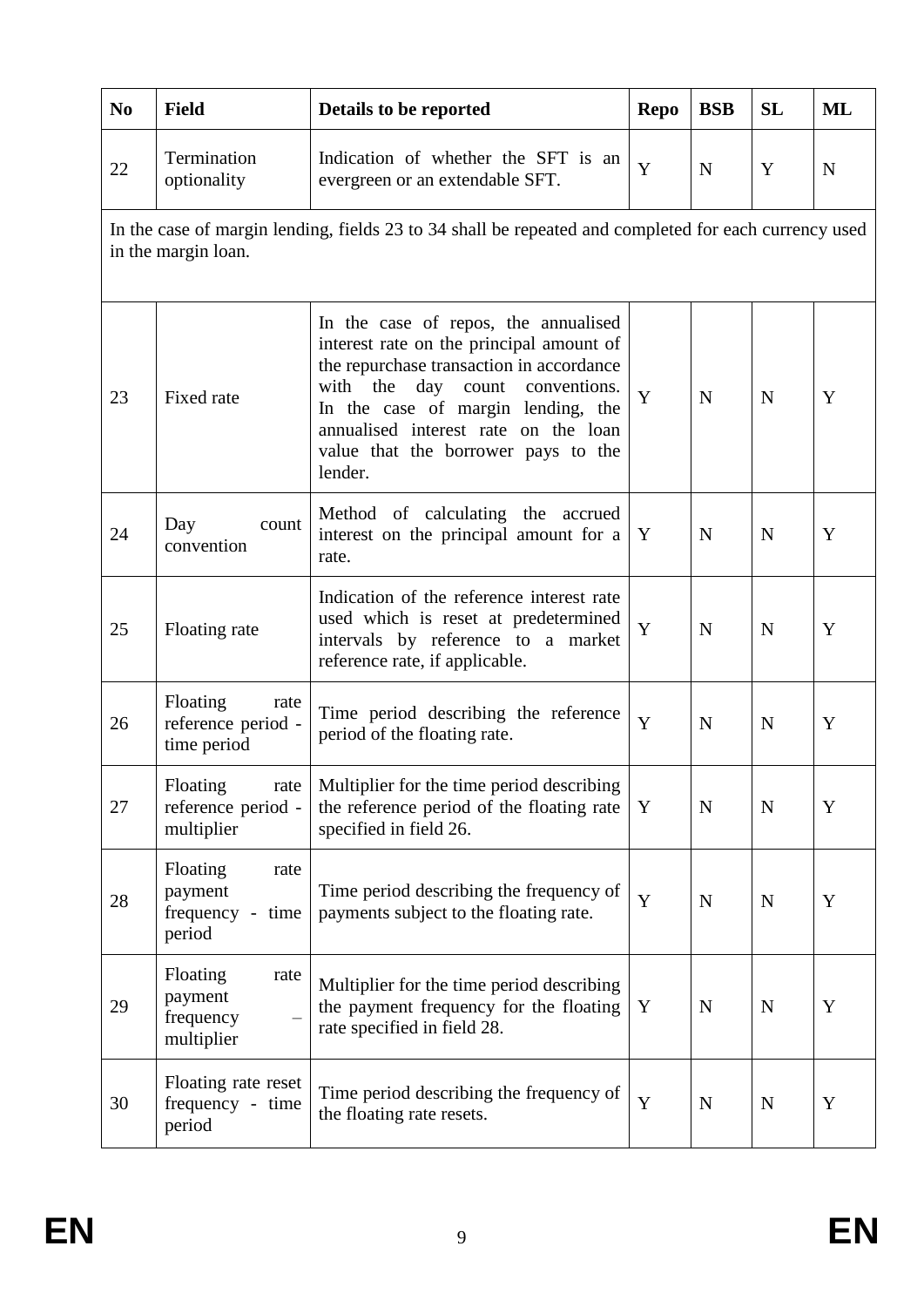| No | Field | Details to be reported | Repo | BSB | SL | ML |
|---|---|---|---|---|---|---|
| 22 | Termination optionality | Indication of whether the SFT is an evergreen or an extendable SFT. | Y | N | Y | N |
| In the case of margin lending, fields 23 to 34 shall be repeated and completed for each currency used in the margin loan. | | | | | | |
| 23 | Fixed rate | In the case of repos, the annualised interest rate on the principal amount of the repurchase transaction in accordance with the day count conventions. In the case of margin lending, the annualised interest rate on the loan value that the borrower pays to the lender. | Y | N | N | Y |
| 24 | Day count convention | Method of calculating the accrued interest on the principal amount for a rate. | Y | N | N | Y |
| 25 | Floating rate | Indication of the reference interest rate used which is reset at predetermined intervals by reference to a market reference rate, if applicable. | Y | N | N | Y |
| 26 | Floating rate reference period - time period | Time period describing the reference period of the floating rate. | Y | N | N | Y |
| 27 | Floating rate reference period - multiplier | Multiplier for the time period describing the reference period of the floating rate specified in field 26. | Y | N | N | Y |
| 28 | Floating rate payment frequency - time period | Time period describing the frequency of payments subject to the floating rate. | Y | N | N | Y |
| 29 | Floating rate payment frequency – multiplier | Multiplier for the time period describing the payment frequency for the floating rate specified in field 28. | Y | N | N | Y |
| 30 | Floating rate reset frequency - time period | Time period describing the frequency of the floating rate resets. | Y | N | N | Y |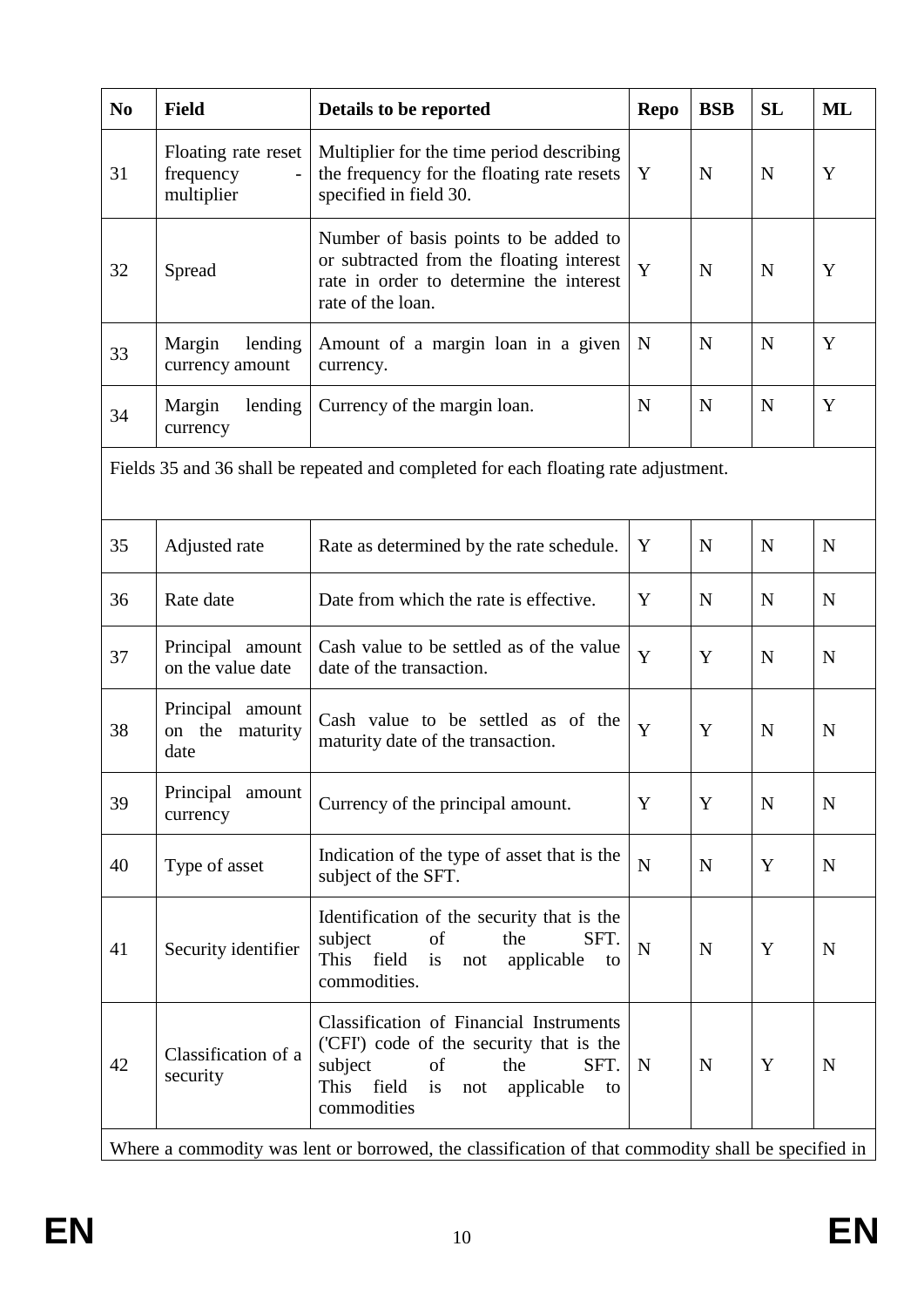| No | Field | Details to be reported | Repo | BSB | SL | ML |
|---|---|---|---|---|---|---|
| 31 | Floating rate reset frequency - multiplier | Multiplier for the time period describing the frequency for the floating rate resets specified in field 30. | Y | N | N | Y |
| 32 | Spread | Number of basis points to be added to or subtracted from the floating interest rate in order to determine the interest rate of the loan. | Y | N | N | Y |
| 33 | Margin lending currency amount | Amount of a margin loan in a given currency. | N | N | N | Y |
| 34 | Margin lending currency | Currency of the margin loan. | N | N | N | Y |
| Fields 35 and 36 shall be repeated and completed for each floating rate adjustment. | | | | | | |
| 35 | Adjusted rate | Rate as determined by the rate schedule. | Y | N | N | N |
| 36 | Rate date | Date from which the rate is effective. | Y | N | N | N |
| 37 | Principal amount on the value date | Cash value to be settled as of the value date of the transaction. | Y | Y | N | N |
| 38 | Principal amount on the maturity date | Cash value to be settled as of the maturity date of the transaction. | Y | Y | N | N |
| 39 | Principal amount currency | Currency of the principal amount. | Y | Y | N | N |
| 40 | Type of asset | Indication of the type of asset that is the subject of the SFT. | N | N | Y | N |
| 41 | Security identifier | Identification of the security that is the subject of the SFT. This field is not applicable to commodities. | N | N | Y | N |
| 42 | Classification of a security | Classification of Financial Instruments ('CFI') code of the security that is the subject of the SFT. This field is not applicable to commodities | N | N | Y | N |
| Where a commodity was lent or borrowed, the classification of that commodity shall be specified in | | | | | | |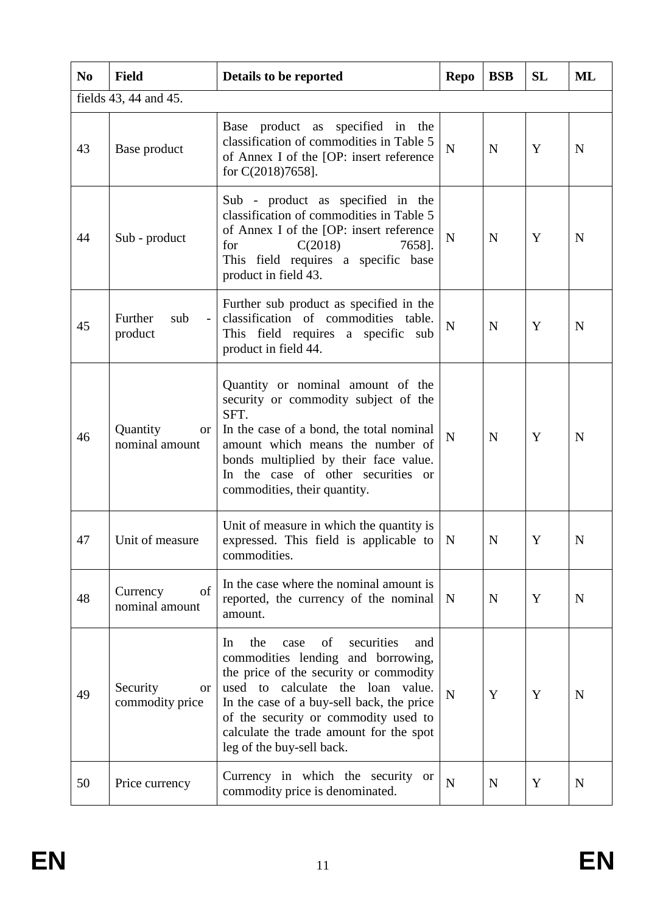| No | Field | Details to be reported | Repo | BSB | SL | ML |
|---|---|---|---|---|---|---|
| fields 43, 44 and 45. | | | | | | |
| 43 | Base product | Base product as specified in the classification of commodities in Table 5 of Annex I of the [OP: insert reference for C(2018)7658]. | N | N | Y | N |
| 44 | Sub - product | Sub - product as specified in the classification of commodities in Table 5 of Annex I of the [OP: insert reference for C(2018) 7658]. This field requires a specific base product in field 43. | N | N | Y | N |
| 45 | Further sub - product | Further sub product as specified in the classification of commodities table. This field requires a specific sub product in field 44. | N | N | Y | N |
| 46 | Quantity or nominal amount | Quantity or nominal amount of the security or commodity subject of the SFT. In the case of a bond, the total nominal amount which means the number of bonds multiplied by their face value. In the case of other securities or commodities, their quantity. | N | N | Y | N |
| 47 | Unit of measure | Unit of measure in which the quantity is expressed. This field is applicable to commodities. | N | N | Y | N |
| 48 | Currency of nominal amount | In the case where the nominal amount is reported, the currency of the nominal amount. | N | N | Y | N |
| 49 | Security or commodity price | In the case of securities and commodities lending and borrowing, the price of the security or commodity used to calculate the loan value. In the case of a buy-sell back, the price of the security or commodity used to calculate the trade amount for the spot leg of the buy-sell back. | N | Y | Y | N |
| 50 | Price currency | Currency in which the security or commodity price is denominated. | N | N | Y | N |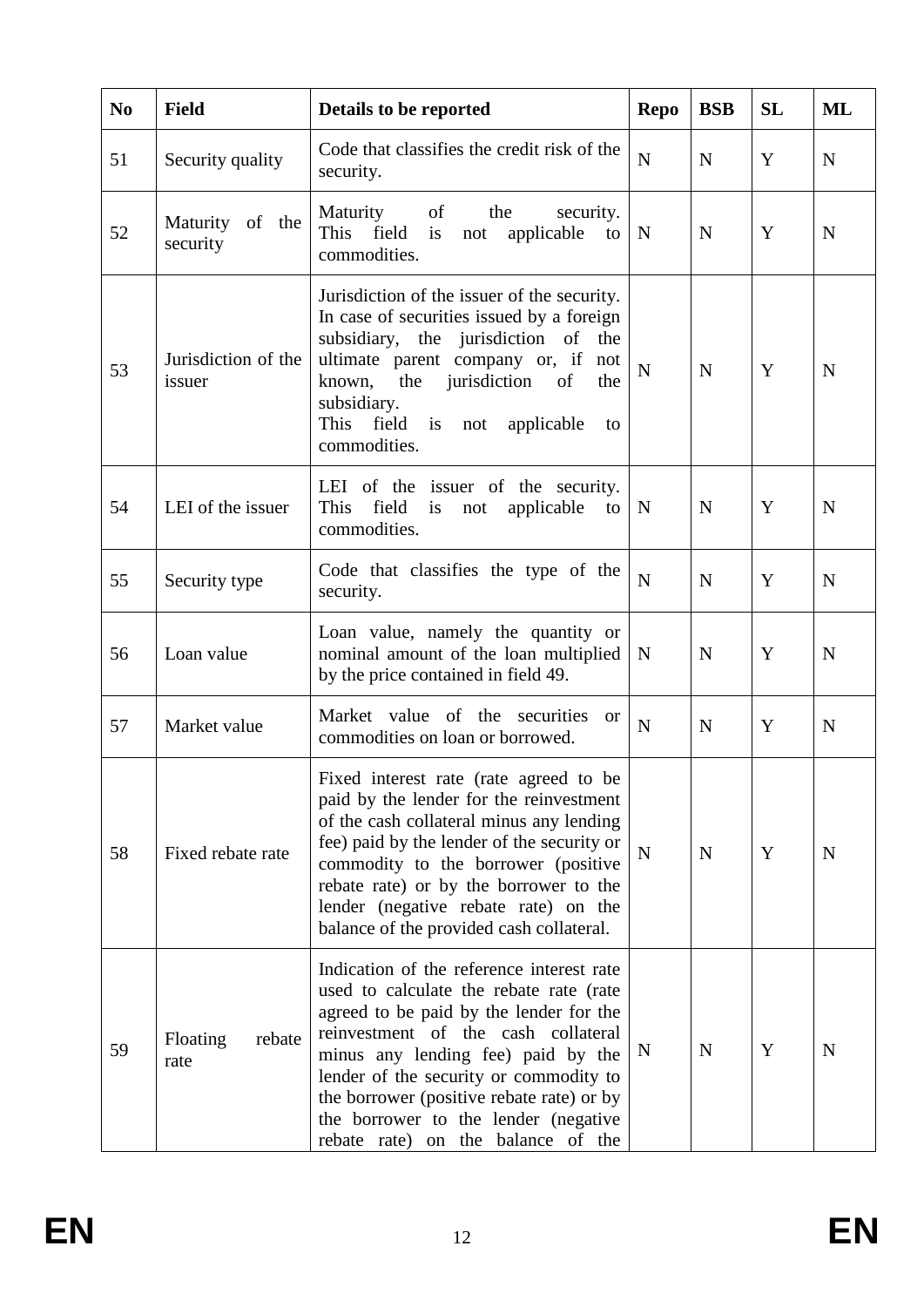| No | Field | Details to be reported | Repo | BSB | SL | ML |
|---|---|---|---|---|---|---|
| 51 | Security quality | Code that classifies the credit risk of the security. | N | N | Y | N |
| 52 | Maturity of the security | Maturity of the security. This field is not applicable to commodities. | N | N | Y | N |
| 53 | Jurisdiction of the issuer | Jurisdiction of the issuer of the security. In case of securities issued by a foreign subsidiary, the jurisdiction of the ultimate parent company or, if not known, the jurisdiction of the subsidiary. This field is not applicable to commodities. | N | N | Y | N |
| 54 | LEI of the issuer | LEI of the issuer of the security. This field is not applicable to commodities. | N | N | Y | N |
| 55 | Security type | Code that classifies the type of the security. | N | N | Y | N |
| 56 | Loan value | Loan value, namely the quantity or nominal amount of the loan multiplied by the price contained in field 49. | N | N | Y | N |
| 57 | Market value | Market value of the securities or commodities on loan or borrowed. | N | N | Y | N |
| 58 | Fixed rebate rate | Fixed interest rate (rate agreed to be paid by the lender for the reinvestment of the cash collateral minus any lending fee) paid by the lender of the security or commodity to the borrower (positive rebate rate) or by the borrower to the lender (negative rebate rate) on the balance of the provided cash collateral. | N | N | Y | N |
| 59 | Floating rebate rate | Indication of the reference interest rate used to calculate the rebate rate (rate agreed to be paid by the lender for the reinvestment of the cash collateral minus any lending fee) paid by the lender of the security or commodity to the borrower (positive rebate rate) or by the borrower to the lender (negative rebate rate) on the balance of the | N | N | Y | N |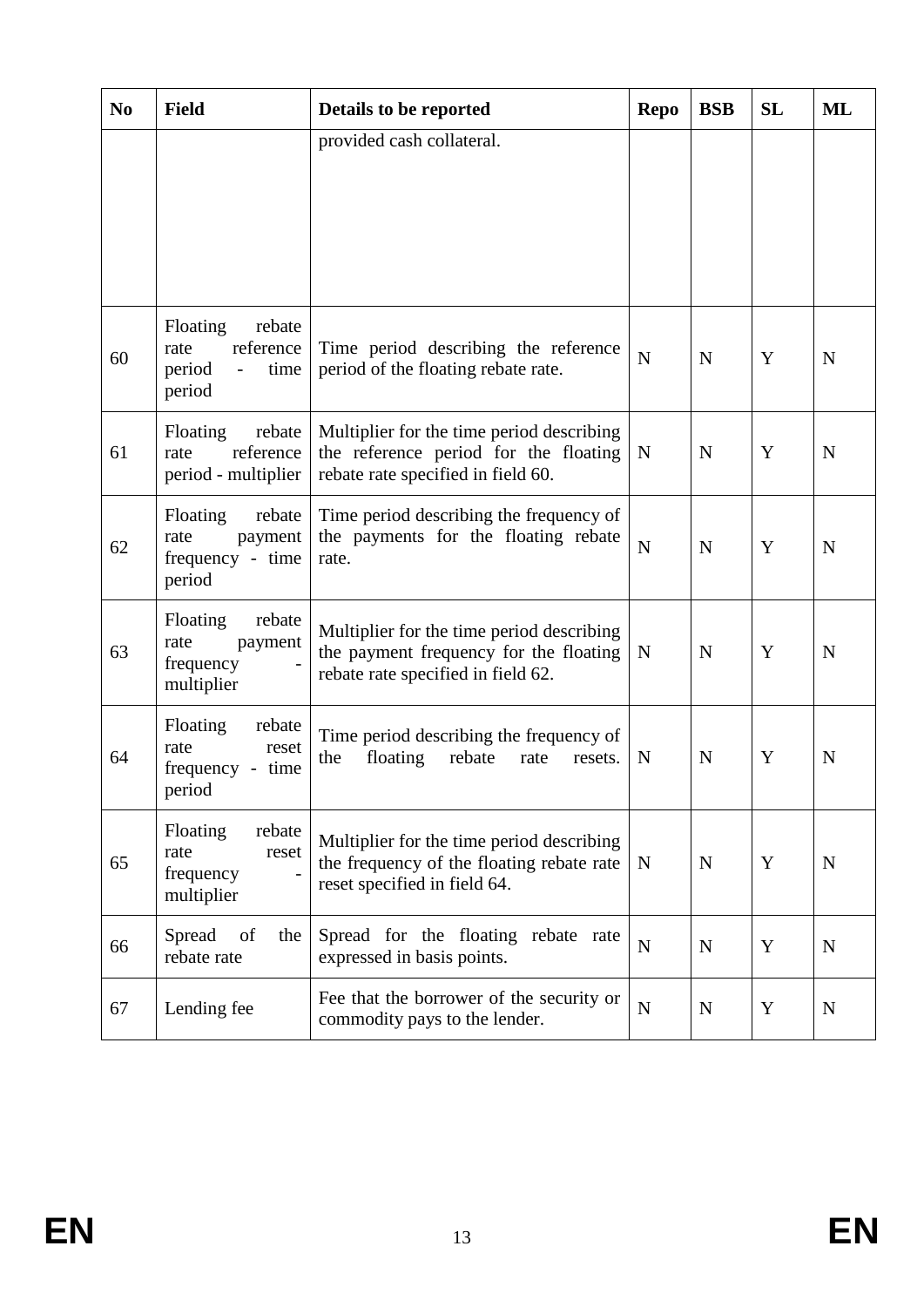| No | Field | Details to be reported | Repo | BSB | SL | ML |
|---|---|---|---|---|---|---|
| | | provided cash collateral. | | | | |
| 60 | Floating rebate rate reference period - time period | Time period describing the reference period of the floating rebate rate. | N | N | Y | N |
| 61 | Floating rebate rate reference period - multiplier | Multiplier for the time period describing the reference period for the floating rebate rate specified in field 60. | N | N | Y | N |
| 62 | Floating rebate rate payment frequency - time period | Time period describing the frequency of the payments for the floating rebate rate. | N | N | Y | N |
| 63 | Floating rebate rate payment frequency - multiplier | Multiplier for the time period describing the payment frequency for the floating rebate rate specified in field 62. | N | N | Y | N |
| 64 | Floating rebate rate reset frequency - time period | Time period describing the frequency of the floating rebate rate resets. | N | N | Y | N |
| 65 | Floating rebate rate reset frequency - multiplier | Multiplier for the time period describing the frequency of the floating rebate rate reset specified in field 64. | N | N | Y | N |
| 66 | Spread of the rebate rate | Spread for the floating rebate rate expressed in basis points. | N | N | Y | N |
| 67 | Lending fee | Fee that the borrower of the security or commodity pays to the lender. | N | N | Y | N |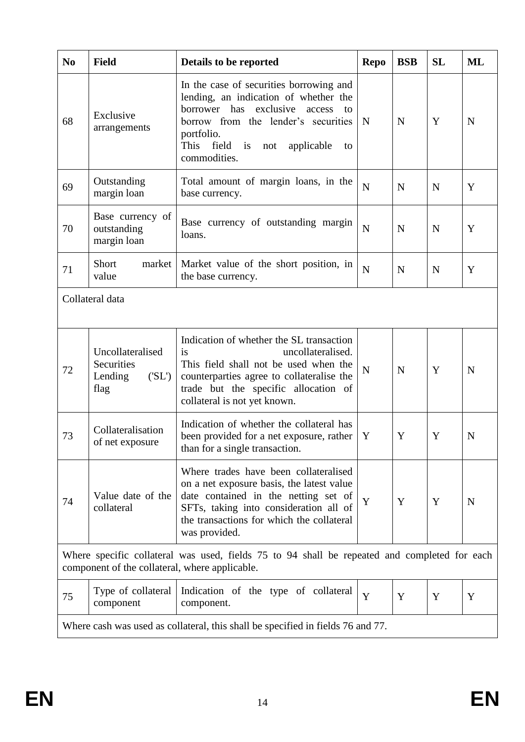| No | Field | Details to be reported | Repo | BSB | SL | ML |
|---|---|---|---|---|---|---|
| 68 | Exclusive arrangements | In the case of securities borrowing and lending, an indication of whether the borrower has exclusive access to borrow from the lender's securities portfolio. This field is not applicable to commodities. | N | N | Y | N |
| 69 | Outstanding margin loan | Total amount of margin loans, in the base currency. | N | N | N | Y |
| 70 | Base currency of outstanding margin loan | Base currency of outstanding margin loans. | N | N | N | Y |
| 71 | Short market value | Market value of the short position, in the base currency. | N | N | N | Y |
| Collateral data | | | | | | |
| 72 | Uncollateralised Securities Lending ('SL') flag | Indication of whether the SL transaction is uncollateralised. This field shall not be used when the counterparties agree to collateralise the trade but the specific allocation of collateral is not yet known. | N | N | Y | N |
| 73 | Collateralisation of net exposure | Indication of whether the collateral has been provided for a net exposure, rather than for a single transaction. | Y | Y | Y | N |
| 74 | Value date of the collateral | Where trades have been collateralised on a net exposure basis, the latest value date contained in the netting set of SFTs, taking into consideration all of the transactions for which the collateral was provided. | Y | Y | Y | N |
| Where specific collateral was used, fields 75 to 94 shall be repeated and completed for each component of the collateral, where applicable. | | | | | | |
| 75 | Type of collateral component | Indication of the type of collateral component. | Y | Y | Y | Y |
| Where cash was used as collateral, this shall be specified in fields 76 and 77. | | | | | | |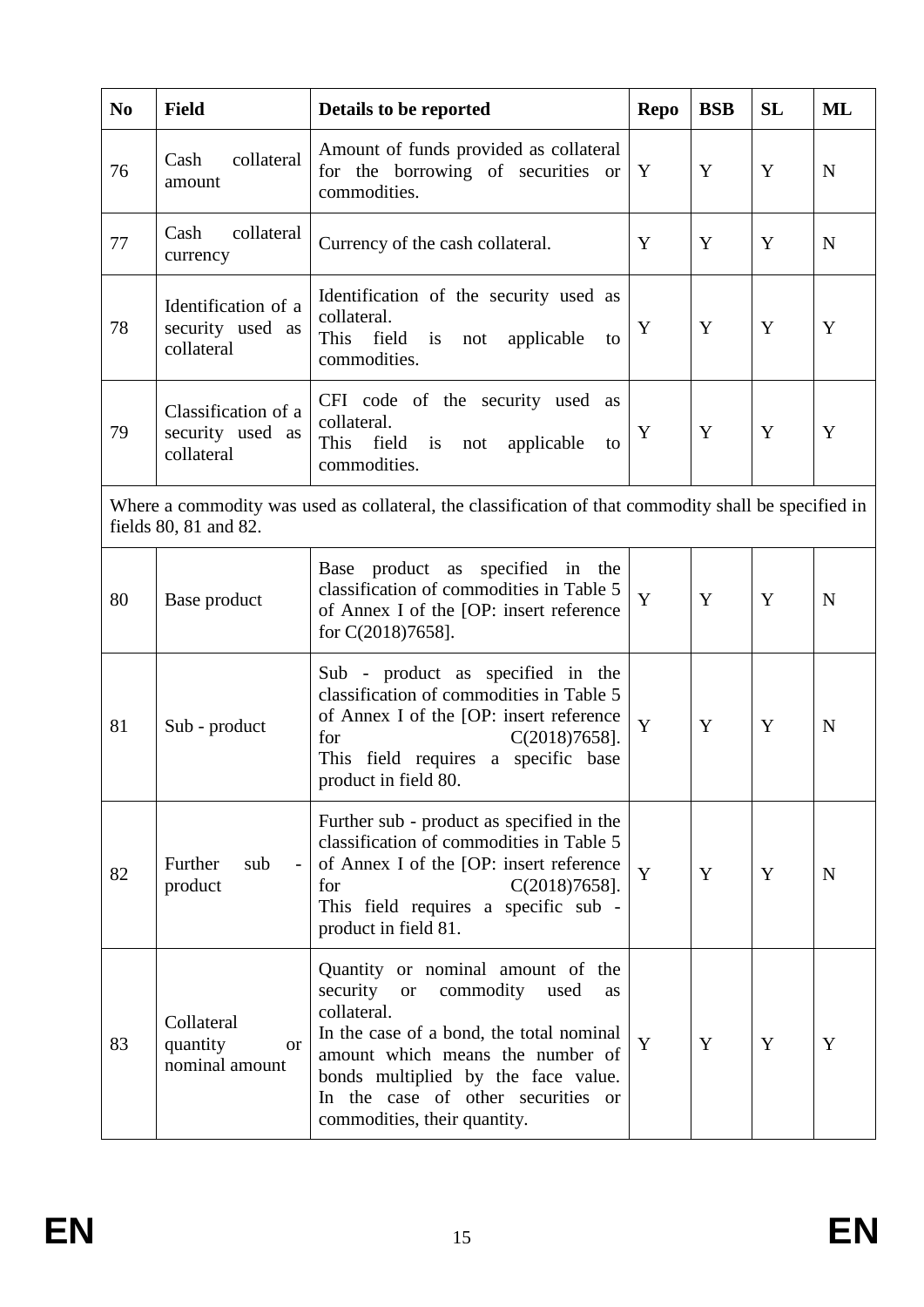| No | Field | Details to be reported | Repo | BSB | SL | ML |
|---|---|---|---|---|---|---|
| 76 | Cash collateral amount | Amount of funds provided as collateral for the borrowing of securities or commodities. | Y | Y | Y | N |
| 77 | Cash collateral currency | Currency of the cash collateral. | Y | Y | Y | N |
| 78 | Identification of a security used as collateral | Identification of the security used as collateral.<br>This field is not applicable to commodities. | Y | Y | Y | Y |
| 79 | Classification of a security used as collateral | CFI code of the security used as collateral.<br>This field is not applicable to commodities. | Y | Y | Y | Y |
| Where a commodity was used as collateral, the classification of that commodity shall be specified in fields 80, 81 and 82. | | | | | | |
| 80 | Base product | Base product as specified in the classification of commodities in Table 5 of Annex I of the [OP: insert reference for C(2018)7658]. | Y | Y | Y | N |
| 81 | Sub - product | Sub - product as specified in the classification of commodities in Table 5 of Annex I of the [OP: insert reference for C(2018)7658].<br>This field requires a specific base product in field 80. | Y | Y | Y | N |
| 82 | Further sub - product | Further sub - product as specified in the classification of commodities in Table 5 of Annex I of the [OP: insert reference for C(2018)7658].<br>This field requires a specific sub - product in field 81. | Y | Y | Y | N |
| 83 | Collateral quantity or nominal amount | Quantity or nominal amount of the security or commodity used as collateral.<br>In the case of a bond, the total nominal amount which means the number of bonds multiplied by the face value.<br>In the case of other securities or commodities, their quantity. | Y | Y | Y | Y |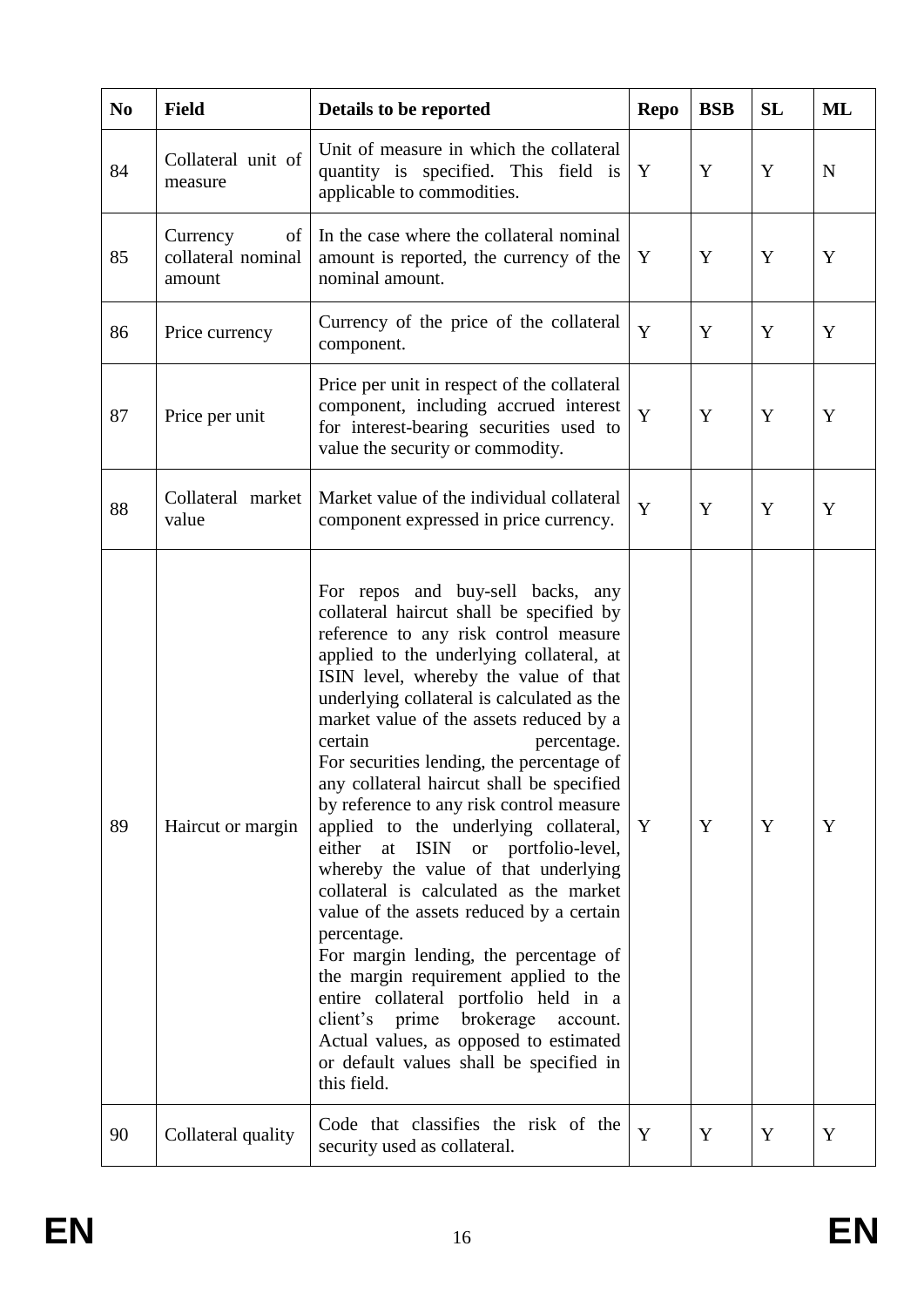| No | Field | Details to be reported | Repo | BSB | SL | ML |
|---|---|---|---|---|---|---|
| 84 | Collateral unit of measure | Unit of measure in which the collateral quantity is specified. This field is applicable to commodities. | Y | Y | Y | N |
| 85 | Currency of collateral nominal amount | In the case where the collateral nominal amount is reported, the currency of the nominal amount. | Y | Y | Y | Y |
| 86 | Price currency | Currency of the price of the collateral component. | Y | Y | Y | Y |
| 87 | Price per unit | Price per unit in respect of the collateral component, including accrued interest for interest-bearing securities used to value the security or commodity. | Y | Y | Y | Y |
| 88 | Collateral market value | Market value of the individual collateral component expressed in price currency. | Y | Y | Y | Y |
| 89 | Haircut or margin | For repos and buy-sell backs, any collateral haircut shall be specified by reference to any risk control measure applied to the underlying collateral, at ISIN level, whereby the value of that underlying collateral is calculated as the market value of the assets reduced by a certain percentage.<br>For securities lending, the percentage of any collateral haircut shall be specified by reference to any risk control measure applied to the underlying collateral, either at ISIN or portfolio-level, whereby the value of that underlying collateral is calculated as the market value of the assets reduced by a certain percentage.<br>For margin lending, the percentage of the margin requirement applied to the entire collateral portfolio held in a client's prime brokerage account. Actual values, as opposed to estimated or default values shall be specified in this field. | Y | Y | Y | Y |
| 90 | Collateral quality | Code that classifies the risk of the security used as collateral. | Y | Y | Y | Y |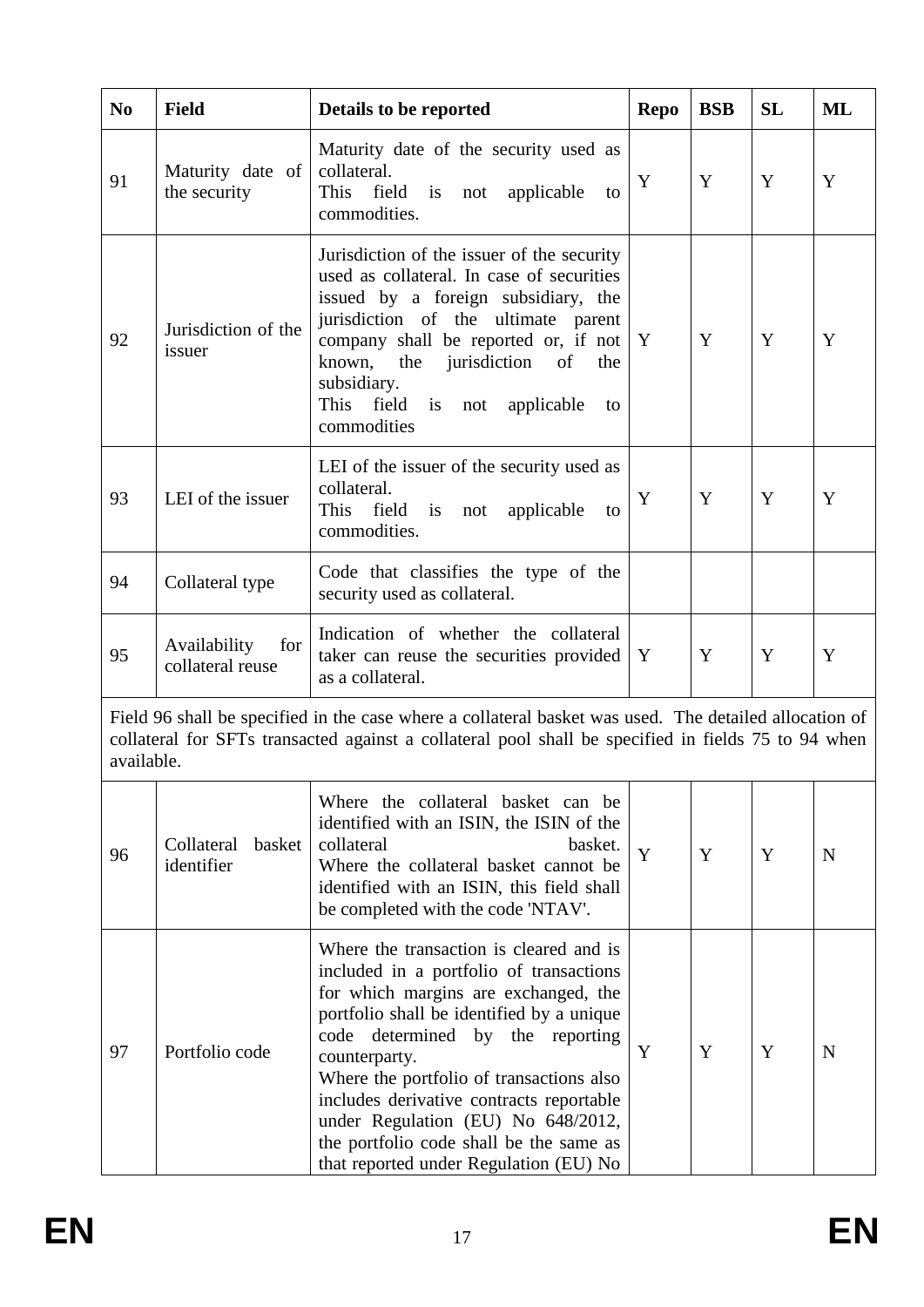| No | Field | Details to be reported | Repo | BSB | SL | ML |
|---|---|---|---|---|---|---|
| 91 | Maturity date of the security | Maturity date of the security used as collateral.<br>This field is not applicable to commodities. | Y | Y | Y | Y |
| 92 | Jurisdiction of the issuer | Jurisdiction of the issuer of the security used as collateral. In case of securities issued by a foreign subsidiary, the jurisdiction of the ultimate parent company shall be reported or, if not known, the jurisdiction of the subsidiary.<br>This field is not applicable to commodities | Y | Y | Y | Y |
| 93 | LEI of the issuer | LEI of the issuer of the security used as collateral.<br>This field is not applicable to commodities. | Y | Y | Y | Y |
| 94 | Collateral type | Code that classifies the type of the security used as collateral. | | | | |
| 95 | Availability for collateral reuse | Indication of whether the collateral taker can reuse the securities provided as a collateral. | Y | Y | Y | Y |
| Field 96 shall be specified in the case where a collateral basket was used. The detailed allocation of collateral for SFTs transacted against a collateral pool shall be specified in fields 75 to 94 when available. | | | | | | |
| 96 | Collateral basket identifier | Where the collateral basket can be identified with an ISIN, the ISIN of the collateral basket.<br>Where the collateral basket cannot be identified with an ISIN, this field shall be completed with the code 'NTAV'. | Y | Y | Y | N |
| 97 | Portfolio code | Where the transaction is cleared and is included in a portfolio of transactions for which margins are exchanged, the portfolio shall be identified by a unique code determined by the reporting counterparty.<br>Where the portfolio of transactions also includes derivative contracts reportable under Regulation (EU) No 648/2012, the portfolio code shall be the same as that reported under Regulation (EU) No | Y | Y | Y | N |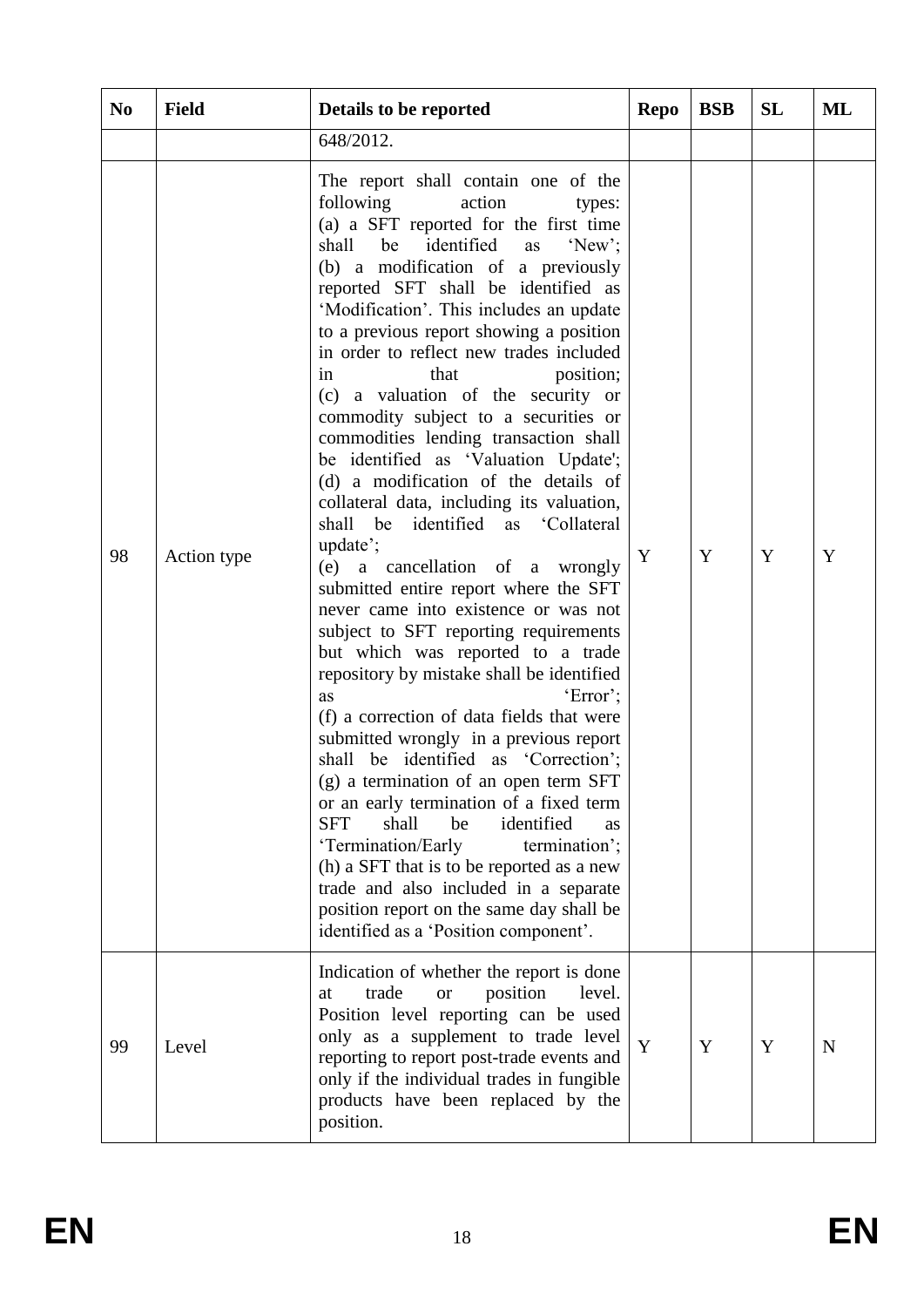| No | Field | Details to be reported | Repo | BSB | SL | ML |
|---|---|---|---|---|---|---|
| | | 648/2012. | | | | |
| 98 | Action type | The report shall contain one of the following action types: (a) a SFT reported for the first time shall be identified as 'New'; (b) a modification of a previously reported SFT shall be identified as 'Modification'. This includes an update to a previous report showing a position in order to reflect new trades included in that position; (c) a valuation of the security or commodity subject to a securities or commodities lending transaction shall be identified as 'Valuation Update'; (d) a modification of the details of collateral data, including its valuation, shall be identified as 'Collateral update'; (e) a cancellation of a wrongly submitted entire report where the SFT never came into existence or was not subject to SFT reporting requirements but which was reported to a trade repository by mistake shall be identified as 'Error'; (f) a correction of data fields that were submitted wrongly in a previous report shall be identified as 'Correction'; (g) a termination of an open term SFT or an early termination of a fixed term SFT shall be identified as 'Termination/Early termination'; (h) a SFT that is to be reported as a new trade and also included in a separate position report on the same day shall be identified as a 'Position component'. | Y | Y | Y | Y |
| 99 | Level | Indication of whether the report is done at trade or position level. Position level reporting can be used only as a supplement to trade level reporting to report post-trade events and only if the individual trades in fungible products have been replaced by the position. | Y | Y | Y | N |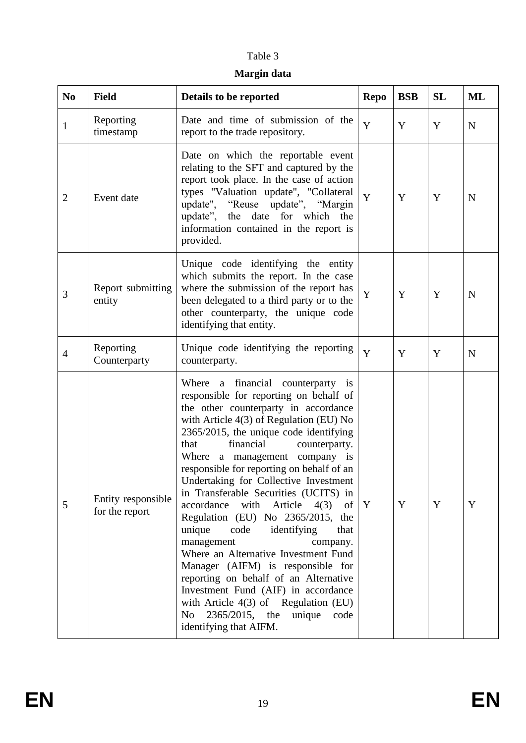Table 3

**Margin data**

| No | Field | Details to be reported | Repo | BSB | SL | ML |
|---|---|---|---|---|---|---|
| 1 | Reporting timestamp | Date and time of submission of the report to the trade repository. | Y | Y | Y | N |
| 2 | Event date | Date on which the reportable event relating to the SFT and captured by the report took place. In the case of action types "Valuation update", "Collateral update", "Reuse update", "Margin update", the date for which the information contained in the report is provided. | Y | Y | Y | N |
| 3 | Report submitting entity | Unique code identifying the entity which submits the report. In the case where the submission of the report has been delegated to a third party or to the other counterparty, the unique code identifying that entity. | Y | Y | Y | N |
| 4 | Reporting Counterparty | Unique code identifying the reporting counterparty. | Y | Y | Y | N |
| 5 | Entity responsible for the report | Where a financial counterparty is responsible for reporting on behalf of the other counterparty in accordance with Article 4(3) of Regulation (EU) No 2365/2015, the unique code identifying that financial counterparty. Where a management company is responsible for reporting on behalf of an Undertaking for Collective Investment in Transferable Securities (UCITS) in accordance with Article 4(3) of Regulation (EU) No 2365/2015, the unique code identifying that management company. Where an Alternative Investment Fund Manager (AIFM) is responsible for reporting on behalf of an Alternative Investment Fund (AIF) in accordance with Article 4(3) of Regulation (EU) No 2365/2015, the unique code identifying that AIFM. | Y | Y | Y | Y |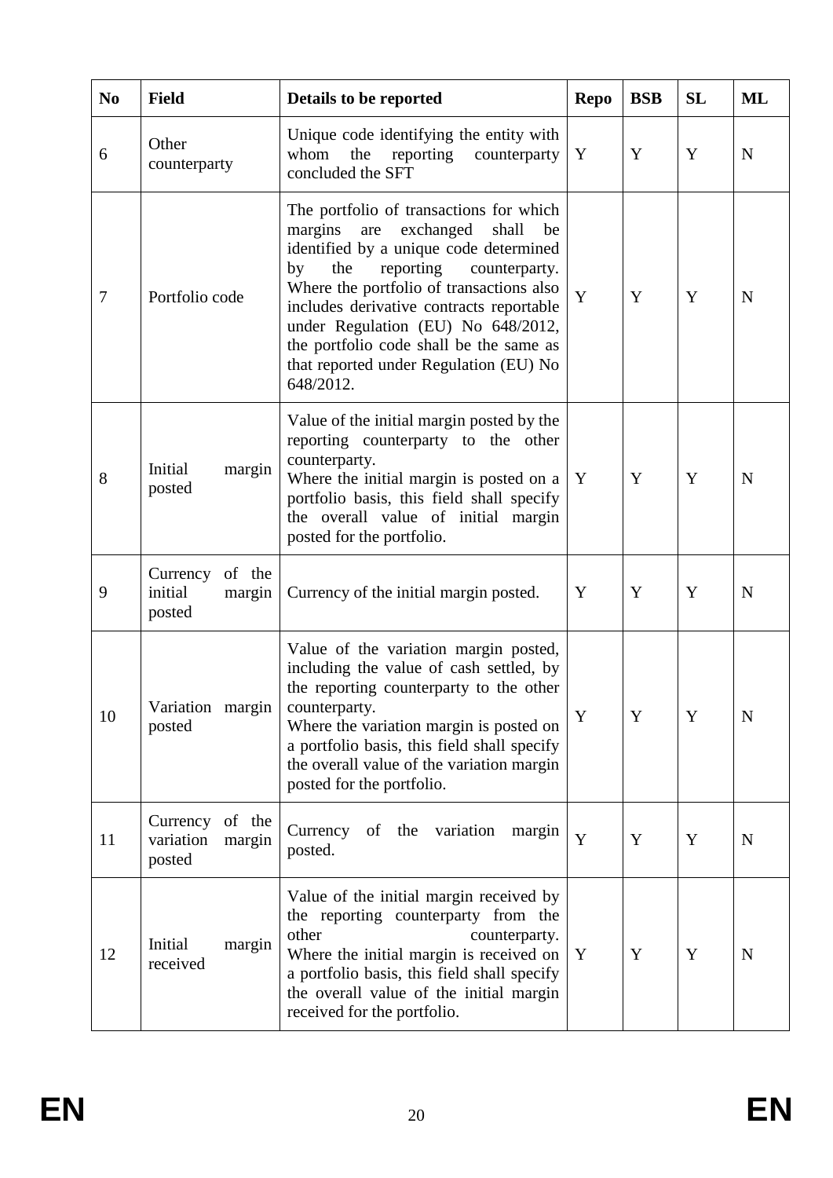| No | Field | Details to be reported | Repo | BSB | SL | ML |
|---|---|---|---|---|---|---|
| 6 | Other counterparty | Unique code identifying the entity with whom the reporting counterparty concluded the SFT | Y | Y | Y | N |
| 7 | Portfolio code | The portfolio of transactions for which margins are exchanged shall be identified by a unique code determined by the reporting counterparty. Where the portfolio of transactions also includes derivative contracts reportable under Regulation (EU) No 648/2012, the portfolio code shall be the same as that reported under Regulation (EU) No 648/2012. | Y | Y | Y | N |
| 8 | Initial margin posted | Value of the initial margin posted by the reporting counterparty to the other counterparty.<br>Where the initial margin is posted on a portfolio basis, this field shall specify the overall value of initial margin posted for the portfolio. | Y | Y | Y | N |
| 9 | Currency of the initial margin posted | Currency of the initial margin posted. | Y | Y | Y | N |
| 10 | Variation margin posted | Value of the variation margin posted, including the value of cash settled, by the reporting counterparty to the other counterparty.<br>Where the variation margin is posted on a portfolio basis, this field shall specify the overall value of the variation margin posted for the portfolio. | Y | Y | Y | N |
| 11 | Currency of the variation margin posted | Currency of the variation margin posted. | Y | Y | Y | N |
| 12 | Initial margin received | Value of the initial margin received by the reporting counterparty from the other counterparty.<br>Where the initial margin is received on a portfolio basis, this field shall specify the overall value of the initial margin received for the portfolio. | Y | Y | Y | N |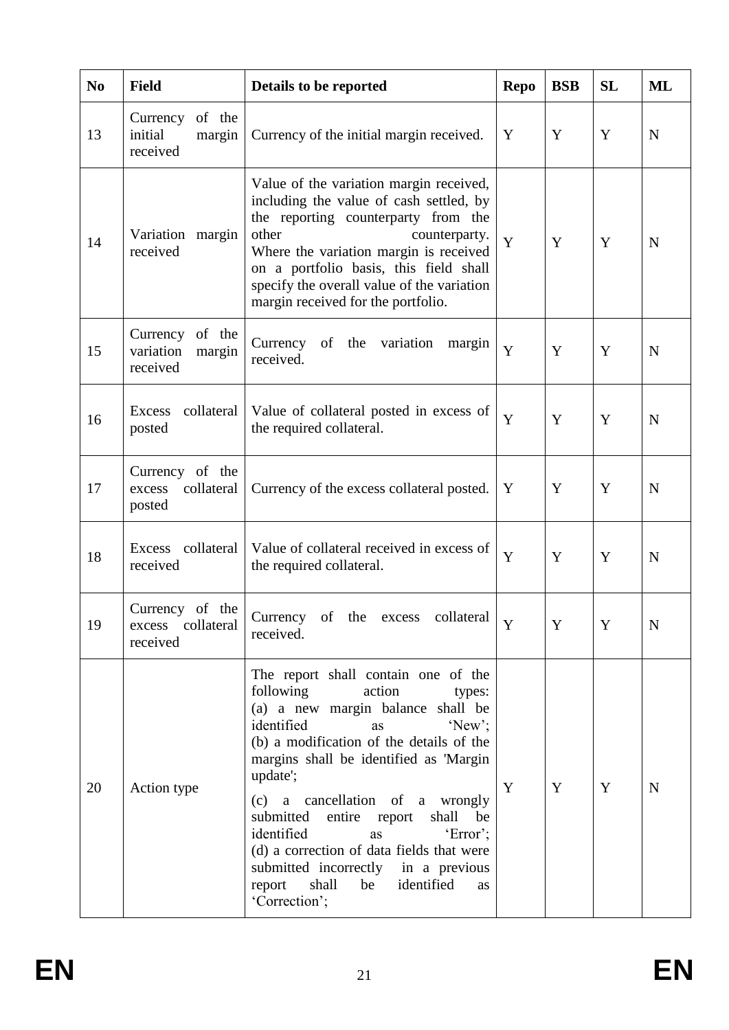| No | Field | Details to be reported | Repo | BSB | SL | ML |
|---|---|---|---|---|---|---|
| 13 | Currency of the initial margin received | Currency of the initial margin received. | Y | Y | Y | N |
| 14 | Variation margin received | Value of the variation margin received, including the value of cash settled, by the reporting counterparty from the other counterparty. Where the variation margin is received on a portfolio basis, this field shall specify the overall value of the variation margin received for the portfolio. | Y | Y | Y | N |
| 15 | Currency of the variation margin received | Currency of the variation margin received. | Y | Y | Y | N |
| 16 | Excess collateral posted | Value of collateral posted in excess of the required collateral. | Y | Y | Y | N |
| 17 | Currency of the excess collateral posted | Currency of the excess collateral posted. | Y | Y | Y | N |
| 18 | Excess collateral received | Value of collateral received in excess of the required collateral. | Y | Y | Y | N |
| 19 | Currency of the excess collateral received | Currency of the excess collateral received. | Y | Y | Y | N |
| 20 | Action type | The report shall contain one of the following action types: (a) a new margin balance shall be identified as 'New'; (b) a modification of the details of the margins shall be identified as 'Margin update'; (c) a cancellation of a wrongly submitted entire report shall be identified as 'Error'; (d) a correction of data fields that were submitted incorrectly in a previous report shall be identified as 'Correction'; | Y | Y | Y | N |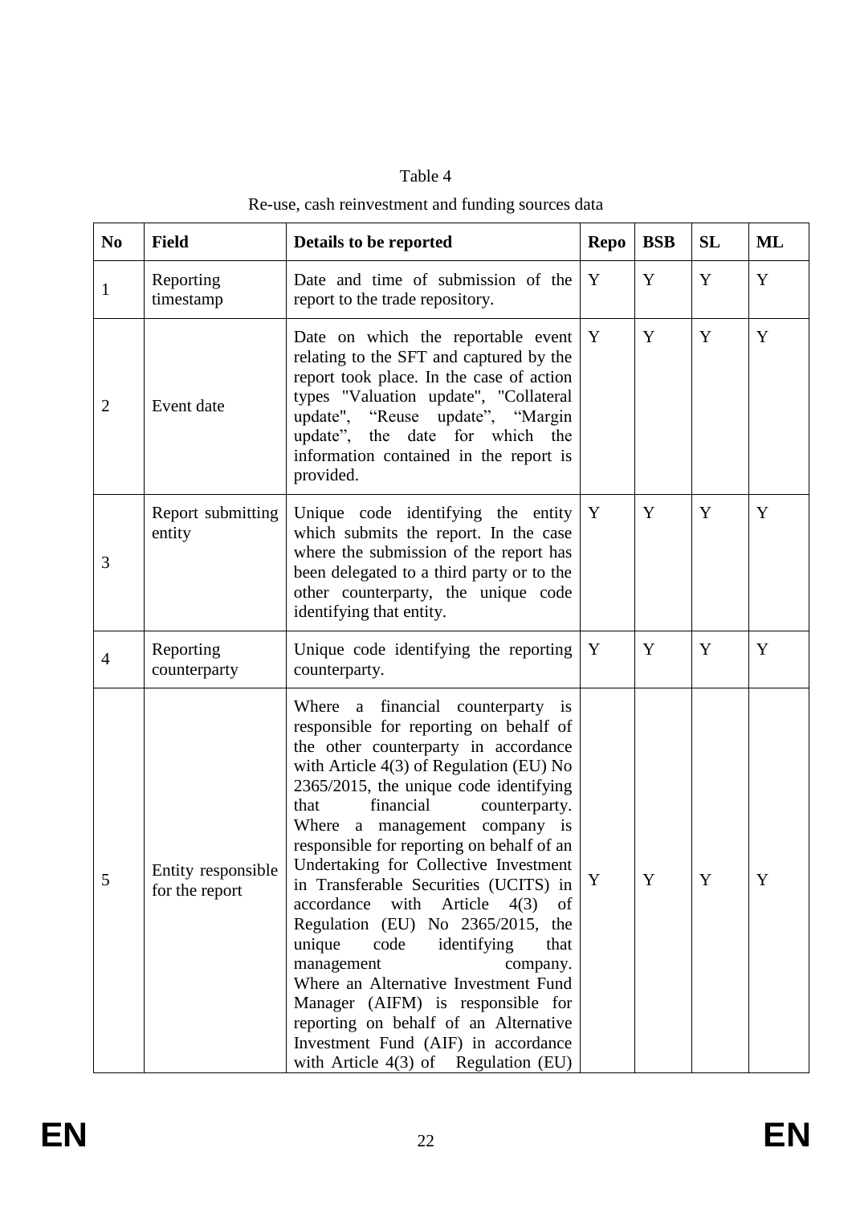Table 4

Re-use, cash reinvestment and funding sources data

| No | Field | Details to be reported | Repo | BSB | SL | ML |
|---|---|---|---|---|---|---|
| 1 | Reporting timestamp | Date and time of submission of the report to the trade repository. | Y | Y | Y | Y |
| 2 | Event date | Date on which the reportable event relating to the SFT and captured by the report took place. In the case of action types "Valuation update", "Collateral update", "Reuse update", "Margin update", the date for which the information contained in the report is provided. | Y | Y | Y | Y |
| 3 | Report submitting entity | Unique code identifying the entity which submits the report. In the case where the submission of the report has been delegated to a third party or to the other counterparty, the unique code identifying that entity. | Y | Y | Y | Y |
| 4 | Reporting counterparty | Unique code identifying the reporting counterparty. | Y | Y | Y | Y |
| 5 | Entity responsible for the report | Where a financial counterparty is responsible for reporting on behalf of the other counterparty in accordance with Article 4(3) of Regulation (EU) No 2365/2015, the unique code identifying that financial counterparty. Where a management company is responsible for reporting on behalf of an Undertaking for Collective Investment in Transferable Securities (UCITS) in accordance with Article 4(3) of Regulation (EU) No 2365/2015, the unique code identifying that management company. Where an Alternative Investment Fund Manager (AIFM) is responsible for reporting on behalf of an Alternative Investment Fund (AIF) in accordance with Article 4(3) of Regulation (EU) | Y | Y | Y | Y |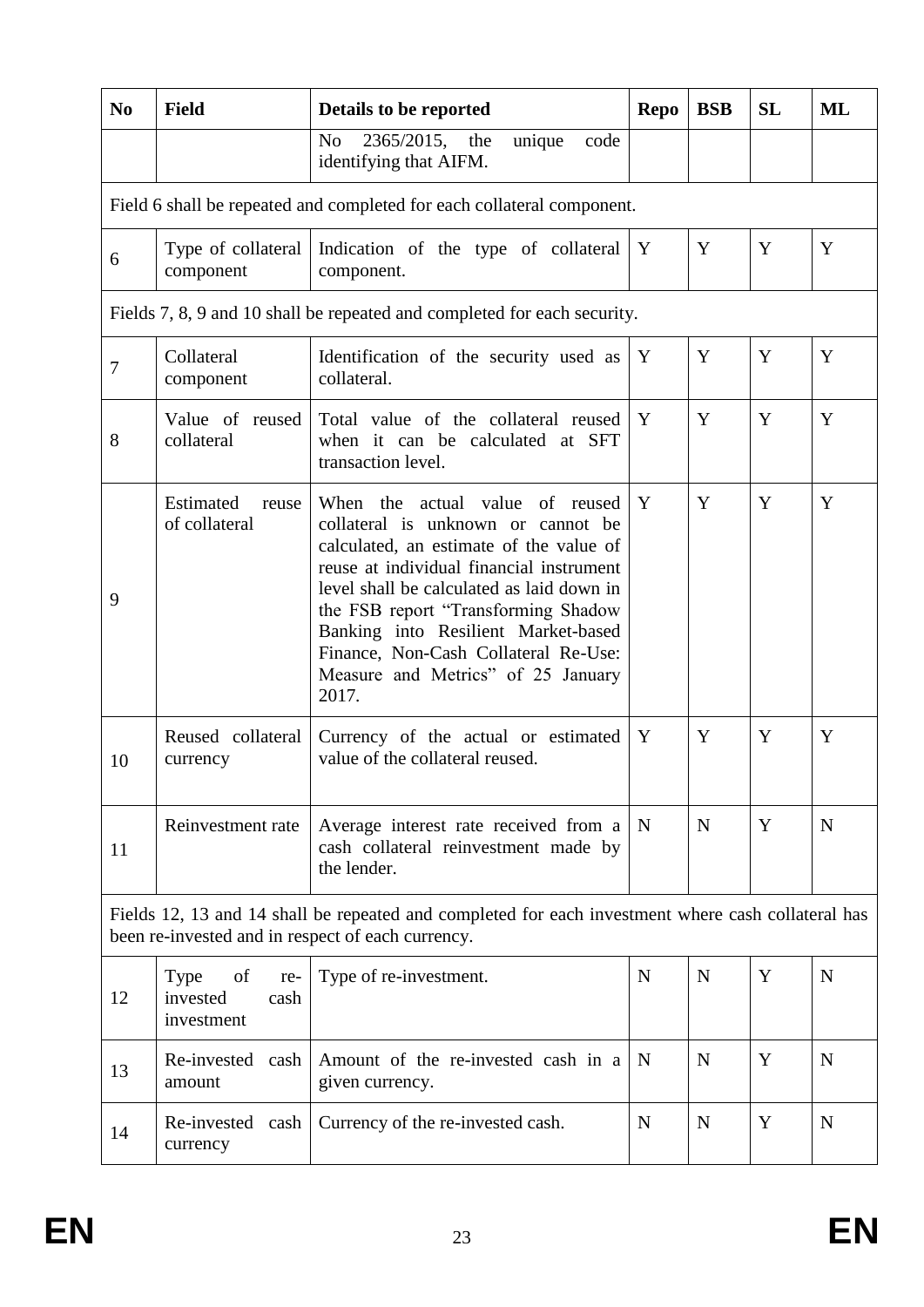| No | Field | Details to be reported | Repo | BSB | SL | ML |
|---|---|---|---|---|---|---|
| | | No 2365/2015, the unique code identifying that AIFM. | | | | |
| Field 6 shall be repeated and completed for each collateral component. | | | | | | |
| 6 | Type of collateral component | Indication of the type of collateral component. | Y | Y | Y | Y |
| Fields 7, 8, 9 and 10 shall be repeated and completed for each security. | | | | | | |
| 7 | Collateral component | Identification of the security used as collateral. | Y | Y | Y | Y |
| 8 | Value of reused collateral | Total value of the collateral reused when it can be calculated at SFT transaction level. | Y | Y | Y | Y |
| 9 | Estimated reuse of collateral | When the actual value of reused collateral is unknown or cannot be calculated, an estimate of the value of reuse at individual financial instrument level shall be calculated as laid down in the FSB report "Transforming Shadow Banking into Resilient Market-based Finance, Non-Cash Collateral Re-Use: Measure and Metrics" of 25 January 2017. | Y | Y | Y | Y |
| 10 | Reused collateral currency | Currency of the actual or estimated value of the collateral reused. | Y | Y | Y | Y |
| 11 | Reinvestment rate | Average interest rate received from a cash collateral reinvestment made by the lender. | N | N | Y | N |
| Fields 12, 13 and 14 shall be repeated and completed for each investment where cash collateral has been re-invested and in respect of each currency. | | | | | | |
| 12 | Type of re-invested cash investment | Type of re-investment. | N | N | Y | N |
| 13 | Re-invested cash amount | Amount of the re-invested cash in a given currency. | N | N | Y | N |
| 14 | Re-invested cash currency | Currency of the re-invested cash. | N | N | Y | N |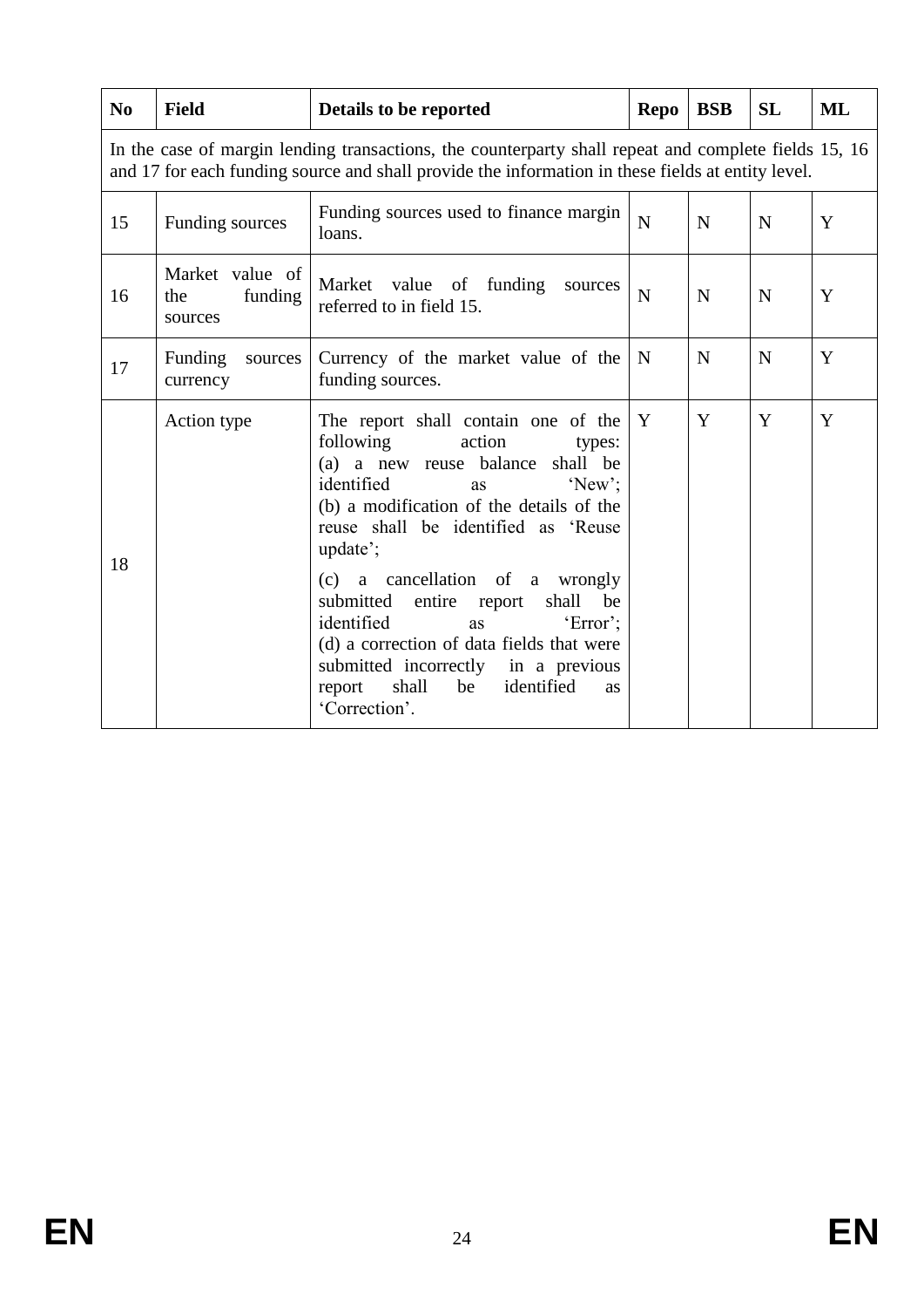| No | Field | Details to be reported | Repo | BSB | SL | ML |
|---|---|---|---|---|---|---|
| In the case of margin lending transactions, the counterparty shall repeat and complete fields 15, 16 and 17 for each funding source and shall provide the information in these fields at entity level. | | | | | | |
| 15 | Funding sources | Funding sources used to finance margin loans. | N | N | N | Y |
| 16 | Market value of the funding sources | Market value of funding sources referred to in field 15. | N | N | N | Y |
| 17 | Funding sources currency | Currency of the market value of the funding sources. | N | N | N | Y |
| 18 | Action type | The report shall contain one of the following action types: (a) a new reuse balance shall be identified as 'New'; (b) a modification of the details of the reuse shall be identified as 'Reuse update'; (c) a cancellation of a wrongly submitted entire report shall be identified as 'Error'; (d) a correction of data fields that were submitted incorrectly in a previous report shall be identified as 'Correction'. | Y | Y | Y | Y |